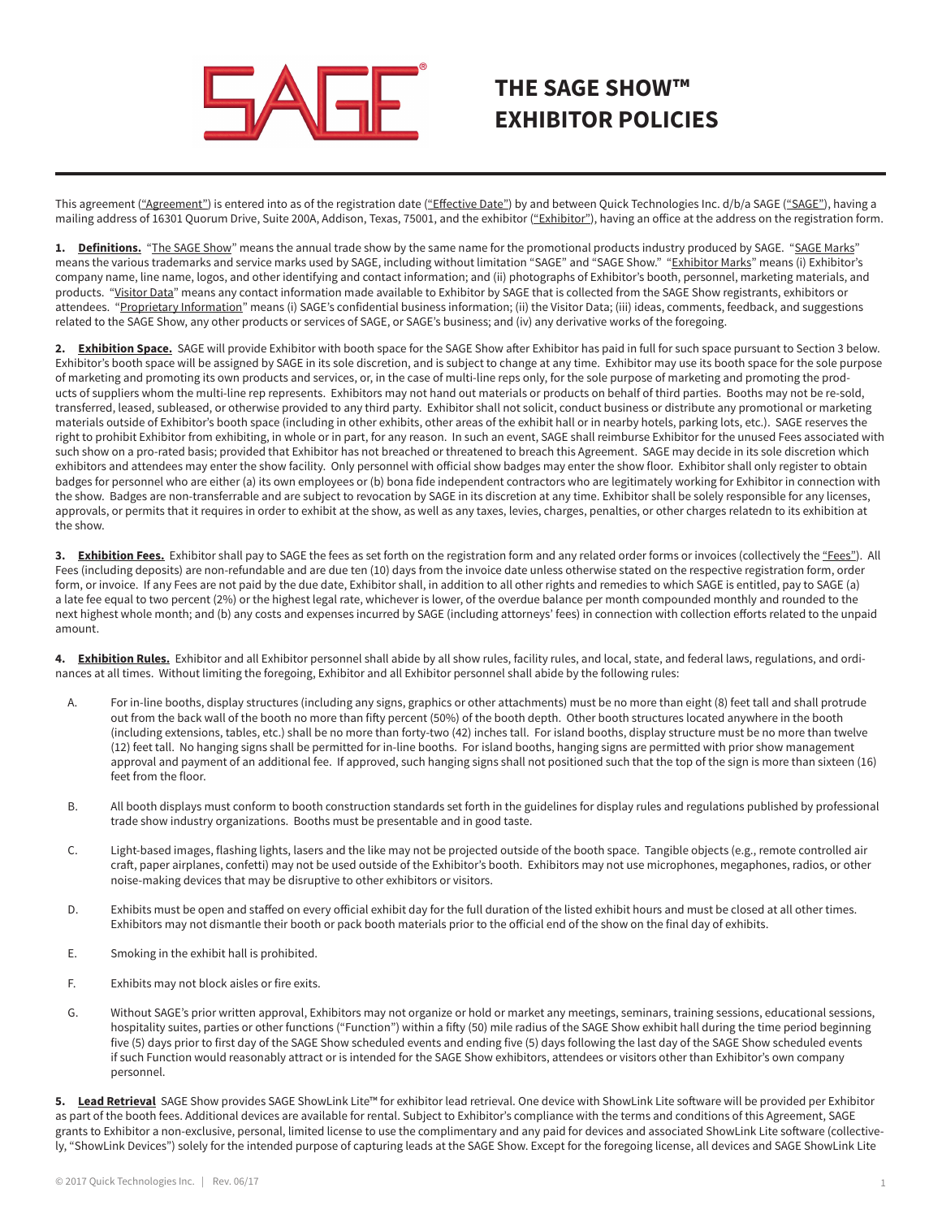# THE SAGE SHOW™ EXHIBITOR POLICIES

This agreement ("Agreement") is entered into as of the registration date ("Effective Date") by and between Quick Technologies Inc. d/b/a SAGE ("SAGE"), having a mailing address of 16301 Quorum Drive, Suite 200A, Addison, Texas, 75001, and the exhibitor ("Exhibitor"), having an office at the address on the registration form.

**1. Definitions.** "The SAGE Show" means the annual trade show by the same name for the promotional products industry produced by SAGE. "SAGE Marks" means the various trademarks and service marks used by SAGE, including without limitation "SAGE" and "SAGE Show." "Exhibitor Marks" means (i) Exhibitor's company name, line name, logos, and other identifying and contact information; and (ii) photographs of Exhibitor's booth, personnel, marketing materials, and products. "Visitor Data" means any contact information made available to Exhibitor by SAGE that is collected from the SAGE Show registrants, exhibitors or attendees. "Proprietary Information" means (i) SAGE's confidential business information; (ii) the Visitor Data; (iii) ideas, comments, feedback, and suggestions related to the SAGE Show, any other products or services of SAGE, or SAGE's business; and (iv) any derivative works of the foregoing.

**2. Exhibition Space.** SAGE will provide Exhibitor with booth space for the SAGE Show after Exhibitor has paid in full for such space pursuant to Section 3 below. Exhibitor's booth space will be assigned by SAGE in its sole discretion, and is subject to change at any time. Exhibitor may use its booth space for the sole purpose of marketing and promoting its own products and services, or, in the case of multi-line reps only, for the sole purpose of marketing and promoting the products of suppliers whom the multi-line rep represents. Exhibitors may not hand out materials or products on behalf of third parties. Booths may not be re-sold, transferred, leased, subleased, or otherwise provided to any third party. Exhibitor shall not solicit, conduct business or distribute any promotional or marketing materials outside of Exhibitor's booth space (including in other exhibits, other areas of the exhibit hall or in nearby hotels, parking lots, etc.). SAGE reserves the right to prohibit Exhibitor from exhibiting, in whole or in part, for any reason. In such an event, SAGE shall reimburse Exhibitor for the unused Fees associated with such show on a pro-rated basis; provided that Exhibitor has not breached or threatened to breach this Agreement. SAGE may decide in its sole discretion which exhibitors and attendees may enter the show facility. Only personnel with official show badges may enter the show floor. Exhibitor shall only register to obtain badges for personnel who are either (a) its own employees or (b) bona fide independent contractors who are legitimately working for Exhibitor in connection with the show. Badges are non-transferrable and are subject to revocation by SAGE in its discretion at any time. Exhibitor shall be solely responsible for any licenses, approvals, or permits that it requires in order to exhibit at the show, as well as any taxes, levies, charges, penalties, or other charges relatedn to its exhibition at the show.

**3. Exhibition Fees.** Exhibitor shall pay to SAGE the fees as set forth on the registration form and any related order forms or invoices (collectively the "Fees"). All Fees (including deposits) are non-refundable and are due ten (10) days from the invoice date unless otherwise stated on the respective registration form, order form, or invoice. If any Fees are not paid by the due date, Exhibitor shall, in addition to all other rights and remedies to which SAGE is entitled, pay to SAGE (a) a late fee equal to two percent (2%) or the highest legal rate, whichever is lower, of the overdue balance per month compounded monthly and rounded to the next highest whole month; and (b) any costs and expenses incurred by SAGE (including attorneys' fees) in connection with collection efforts related to the unpaid amount.

**4. Exhibition Rules.** Exhibitor and all Exhibitor personnel shall abide by all show rules, facility rules, and local, state, and federal laws, regulations, and ordinances at all times. Without limiting the foregoing, Exhibitor and all Exhibitor personnel shall abide by the following rules:

A. For in-line booths, display structures (including any signs, graphics or other attachments) must be no more than eight (8) feet tall and shall protrude out from the back wall of the booth no more than fifty percent (50%) of the booth depth. Other booth structures located anywhere in the booth (including extensions, tables, etc.) shall be no more than forty-two (42) inches tall. For island booths, display structure must be no more than twelve (12) feet tall. No hanging signs shall be permitted for in-line booths. For island booths, hanging signs are permitted with prior show management approval and payment of an additional fee. If approved, such hanging signs shall not positioned such that the top of the sign is more than sixteen (16) feet from the floor.

B. All booth displays must conform to booth construction standards set forth in the guidelines for display rules and regulations published by professional trade show industry organizations. Booths must be presentable and in good taste.

C. Light-based images, flashing lights, lasers and the like may not be projected outside of the booth space. Tangible objects (e.g., remote controlled air craft, paper airplanes, confetti) may not be used outside of the Exhibitor's booth. Exhibitors may not use microphones, megaphones, radios, or other noise-making devices that may be disruptive to other exhibitors or visitors.

D. Exhibits must be open and staffed on every official exhibit day for the full duration of the listed exhibit hours and must be closed at all other times. Exhibitors may not dismantle their booth or pack booth materials prior to the official end of the show on the final day of exhibits.

E. Smoking in the exhibit hall is prohibited.

F. Exhibits may not block aisles or fire exits.

G. Without SAGE's prior written approval, Exhibitors may not organize or hold or market any meetings, seminars, training sessions, educational sessions, hospitality suites, parties or other functions ("Function") within a fifty (50) mile radius of the SAGE Show exhibit hall during the time period beginning five (5) days prior to first day of the SAGE Show scheduled events and ending five (5) days following the last day of the SAGE Show scheduled events if such Function would reasonably attract or is intended for the SAGE Show exhibitors, attendees or visitors other than Exhibitor's own company personnel.

**5. Lead Retrieval** SAGE Show provides SAGE ShowLink Lite™ for exhibitor lead retrieval. One device with ShowLink Lite software will be provided per Exhibitor as part of the booth fees. Additional devices are available for rental. Subject to Exhibitor's compliance with the terms and conditions of this Agreement, SAGE grants to Exhibitor a non-exclusive, personal, limited license to use the complimentary and any paid for devices and associated ShowLink Lite software (collectively, "ShowLink Devices") solely for the intended purpose of capturing leads at the SAGE Show. Except for the foregoing license, all devices and SAGE ShowLink Lite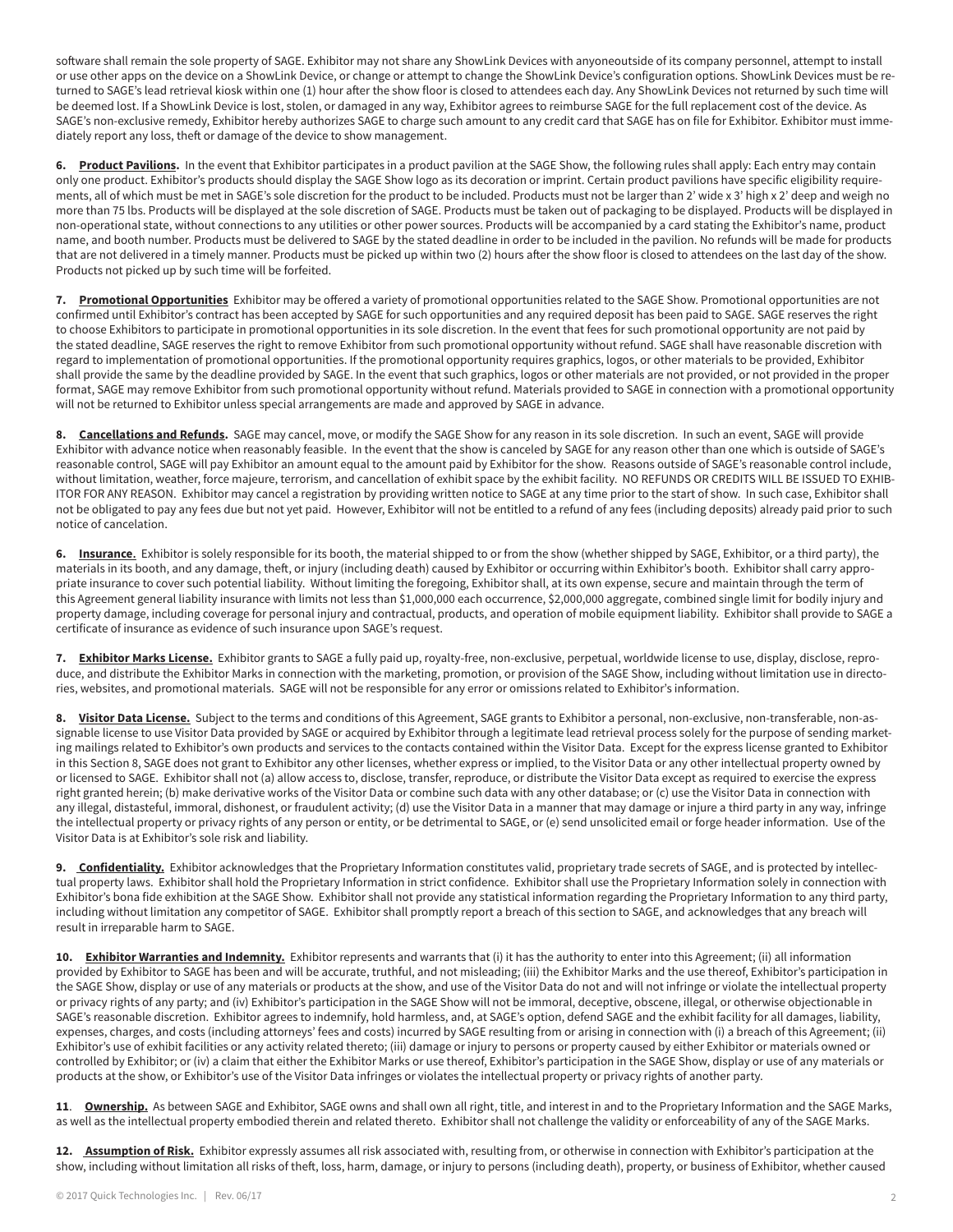software shall remain the sole property of SAGE. Exhibitor may not share any ShowLink Devices with anyoneoutside of its company personnel, attempt to install or use other apps on the device on a ShowLink Device, or change or attempt to change the ShowLink Device's configuration options. ShowLink Devices must be returned to SAGE's lead retrieval kiosk within one (1) hour after the show floor is closed to attendees each day. Any ShowLink Devices not returned by such time will be deemed lost. If a ShowLink Device is lost, stolen, or damaged in any way, Exhibitor agrees to reimburse SAGE for the full replacement cost of the device. As SAGE's non-exclusive remedy, Exhibitor hereby authorizes SAGE to charge such amount to any credit card that SAGE has on file for Exhibitor. Exhibitor must immediately report any loss, theft or damage of the device to show management.

**6. Product Pavilions.** In the event that Exhibitor participates in a product pavilion at the SAGE Show, the following rules shall apply: Each entry may contain only one product. Exhibitor's products should display the SAGE Show logo as its decoration or imprint. Certain product pavilions have specific eligibility requirements, all of which must be met in SAGE's sole discretion for the product to be included. Products must not be larger than 2' wide x 3' high x 2' deep and weigh no more than 75 lbs. Products will be displayed at the sole discretion of SAGE. Products must be taken out of packaging to be displayed. Products will be displayed in non-operational state, without connections to any utilities or other power sources. Products will be accompanied by a card stating the Exhibitor's name, product name, and booth number. Products must be delivered to SAGE by the stated deadline in order to be included in the pavilion. No refunds will be made for products that are not delivered in a timely manner. Products must be picked up within two (2) hours after the show floor is closed to attendees on the last day of the show. Products not picked up by such time will be forfeited.

**7. Promotional Opportunities** Exhibitor may be offered a variety of promotional opportunities related to the SAGE Show. Promotional opportunities are not confirmed until Exhibitor's contract has been accepted by SAGE for such opportunities and any required deposit has been paid to SAGE. SAGE reserves the right to choose Exhibitors to participate in promotional opportunities in its sole discretion. In the event that fees for such promotional opportunity are not paid by the stated deadline, SAGE reserves the right to remove Exhibitor from such promotional opportunity without refund. SAGE shall have reasonable discretion with regard to implementation of promotional opportunities. If the promotional opportunity requires graphics, logos, or other materials to be provided, Exhibitor shall provide the same by the deadline provided by SAGE. In the event that such graphics, logos or other materials are not provided, or not provided in the proper format, SAGE may remove Exhibitor from such promotional opportunity without refund. Materials provided to SAGE in connection with a promotional opportunity will not be returned to Exhibitor unless special arrangements are made and approved by SAGE in advance.

**8. Cancellations and Refunds.** SAGE may cancel, move, or modify the SAGE Show for any reason in its sole discretion. In such an event, SAGE will provide Exhibitor with advance notice when reasonably feasible. In the event that the show is canceled by SAGE for any reason other than one which is outside of SAGE's reasonable control, SAGE will pay Exhibitor an amount equal to the amount paid by Exhibitor for the show. Reasons outside of SAGE's reasonable control include, without limitation, weather, force majeure, terrorism, and cancellation of exhibit space by the exhibit facility. NO REFUNDS OR CREDITS WILL BE ISSUED TO EXHIBITOR FOR ANY REASON. Exhibitor may cancel a registration by providing written notice to SAGE at any time prior to the start of show. In such case, Exhibitor shall not be obligated to pay any fees due but not yet paid. However, Exhibitor will not be entitled to a refund of any fees (including deposits) already paid prior to such notice of cancelation.

**6. Insurance.** Exhibitor is solely responsible for its booth, the material shipped to or from the show (whether shipped by SAGE, Exhibitor, or a third party), the materials in its booth, and any damage, theft, or injury (including death) caused by Exhibitor or occurring within Exhibitor's booth. Exhibitor shall carry appropriate insurance to cover such potential liability. Without limiting the foregoing, Exhibitor shall, at its own expense, secure and maintain through the term of this Agreement general liability insurance with limits not less than $1,000,000 each occurrence, $2,000,000 aggregate, combined single limit for bodily injury and property damage, including coverage for personal injury and contractual, products, and operation of mobile equipment liability. Exhibitor shall provide to SAGE a certificate of insurance as evidence of such insurance upon SAGE's request.

**7. Exhibitor Marks License.** Exhibitor grants to SAGE a fully paid up, royalty-free, non-exclusive, perpetual, worldwide license to use, display, disclose, reproduce, and distribute the Exhibitor Marks in connection with the marketing, promotion, or provision of the SAGE Show, including without limitation use in directories, websites, and promotional materials. SAGE will not be responsible for any error or omissions related to Exhibitor's information.

**8. Visitor Data License.** Subject to the terms and conditions of this Agreement, SAGE grants to Exhibitor a personal, non-exclusive, non-transferable, non-assignable license to use Visitor Data provided by SAGE or acquired by Exhibitor through a legitimate lead retrieval process solely for the purpose of sending marketing mailings related to Exhibitor's own products and services to the contacts contained within the Visitor Data. Except for the express license granted to Exhibitor in this Section 8, SAGE does not grant to Exhibitor any other licenses, whether express or implied, to the Visitor Data or any other intellectual property owned by or licensed to SAGE. Exhibitor shall not (a) allow access to, disclose, transfer, reproduce, or distribute the Visitor Data except as required to exercise the express right granted herein; (b) make derivative works of the Visitor Data or combine such data with any other database; or (c) use the Visitor Data in connection with any illegal, distasteful, immoral, dishonest, or fraudulent activity; (d) use the Visitor Data in a manner that may damage or injure a third party in any way, infringe the intellectual property or privacy rights of any person or entity, or be detrimental to SAGE, or (e) send unsolicited email or forge header information. Use of the Visitor Data is at Exhibitor's sole risk and liability.

**9. Confidentiality.** Exhibitor acknowledges that the Proprietary Information constitutes valid, proprietary trade secrets of SAGE, and is protected by intellectual property laws. Exhibitor shall hold the Proprietary Information in strict confidence. Exhibitor shall use the Proprietary Information solely in connection with Exhibitor's bona fide exhibition at the SAGE Show. Exhibitor shall not provide any statistical information regarding the Proprietary Information to any third party, including without limitation any competitor of SAGE. Exhibitor shall promptly report a breach of this section to SAGE, and acknowledges that any breach will result in irreparable harm to SAGE.

**10. Exhibitor Warranties and Indemnity.** Exhibitor represents and warrants that (i) it has the authority to enter into this Agreement; (ii) all information provided by Exhibitor to SAGE has been and will be accurate, truthful, and not misleading; (iii) the Exhibitor Marks and the use thereof, Exhibitor's participation in the SAGE Show, display or use of any materials or products at the show, and use of the Visitor Data do not and will not infringe or violate the intellectual property or privacy rights of any party; and (iv) Exhibitor's participation in the SAGE Show will not be immoral, deceptive, obscene, illegal, or otherwise objectionable in SAGE's reasonable discretion. Exhibitor agrees to indemnify, hold harmless, and, at SAGE's option, defend SAGE and the exhibit facility for all damages, liability, expenses, charges, and costs (including attorneys' fees and costs) incurred by SAGE resulting from or arising in connection with (i) a breach of this Agreement; (ii) Exhibitor's use of exhibit facilities or any activity related thereto; (iii) damage or injury to persons or property caused by either Exhibitor or materials owned or controlled by Exhibitor; or (iv) a claim that either the Exhibitor Marks or use thereof, Exhibitor's participation in the SAGE Show, display or use of any materials or products at the show, or Exhibitor's use of the Visitor Data infringes or violates the intellectual property or privacy rights of another party.

**11. Ownership.** As between SAGE and Exhibitor, SAGE owns and shall own all right, title, and interest in and to the Proprietary Information and the SAGE Marks, as well as the intellectual property embodied therein and related thereto. Exhibitor shall not challenge the validity or enforceability of any of the SAGE Marks.

**12. Assumption of Risk.** Exhibitor expressly assumes all risk associated with, resulting from, or otherwise in connection with Exhibitor's participation at the show, including without limitation all risks of theft, loss, harm, damage, or injury to persons (including death), property, or business of Exhibitor, whether caused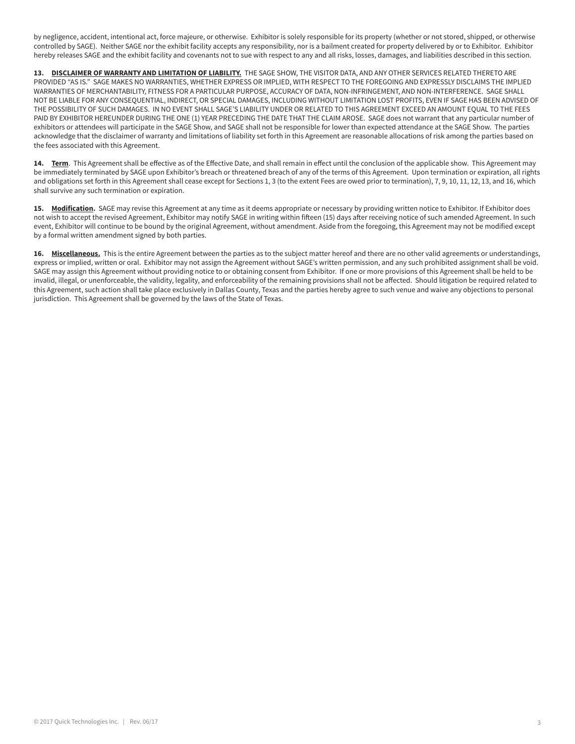by negligence, accident, intentional act, force majeure, or otherwise. Exhibitor is solely responsible for its property (whether or not stored, shipped, or otherwise controlled by SAGE). Neither SAGE nor the exhibit facility accepts any responsibility, nor is a bailment created for property delivered by or to Exhibitor. Exhibitor hereby releases SAGE and the exhibit facility and covenants not to sue with respect to any and all risks, losses, damages, and liabilities described in this section.

**13. DISCLAIMER OF WARRANTY AND LIMITATION OF LIABILITY.** THE SAGE SHOW, THE VISITOR DATA, AND ANY OTHER SERVICES RELATED THERETO ARE PROVIDED "AS IS." SAGE MAKES NO WARRANTIES, WHETHER EXPRESS OR IMPLIED, WITH RESPECT TO THE FOREGOING AND EXPRESSLY DISCLAIMS THE IMPLIED WARRANTIES OF MERCHANTABILITY, FITNESS FOR A PARTICULAR PURPOSE, ACCURACY OF DATA, NON-INFRINGEMENT, AND NON-INTERFERENCE. SAGE SHALL NOT BE LIABLE FOR ANY CONSEQUENTIAL, INDIRECT, OR SPECIAL DAMAGES, INCLUDING WITHOUT LIMITATION LOST PROFITS, EVEN IF SAGE HAS BEEN ADVISED OF THE POSSIBILITY OF SUCH DAMAGES. IN NO EVENT SHALL SAGE'S LIABILITY UNDER OR RELATED TO THIS AGREEMENT EXCEED AN AMOUNT EQUAL TO THE FEES PAID BY EXHIBITOR HEREUNDER DURING THE ONE (1) YEAR PRECEDING THE DATE THAT THE CLAIM AROSE. SAGE does not warrant that any particular number of exhibitors or attendees will participate in the SAGE Show, and SAGE shall not be responsible for lower than expected attendance at the SAGE Show. The parties acknowledge that the disclaimer of warranty and limitations of liability set forth in this Agreement are reasonable allocations of risk among the parties based on the fees associated with this Agreement.

**14. Term**. This Agreement shall be effective as of the Effective Date, and shall remain in effect until the conclusion of the applicable show. This Agreement may be immediately terminated by SAGE upon Exhibitor's breach or threatened breach of any of the terms of this Agreement. Upon termination or expiration, all rights and obligations set forth in this Agreement shall cease except for Sections 1, 3 (to the extent Fees are owed prior to termination), 7, 9, 10, 11, 12, 13, and 16, which shall survive any such termination or expiration.

**15. Modification.** SAGE may revise this Agreement at any time as it deems appropriate or necessary by providing written notice to Exhibitor. If Exhibitor does not wish to accept the revised Agreement, Exhibitor may notify SAGE in writing within fifteen (15) days after receiving notice of such amended Agreement. In such event, Exhibitor will continue to be bound by the original Agreement, without amendment. Aside from the foregoing, this Agreement may not be modified except by a formal written amendment signed by both parties.

**16. Miscellaneous.** This is the entire Agreement between the parties as to the subject matter hereof and there are no other valid agreements or understandings, express or implied, written or oral. Exhibitor may not assign the Agreement without SAGE's written permission, and any such prohibited assignment shall be void. SAGE may assign this Agreement without providing notice to or obtaining consent from Exhibitor. If one or more provisions of this Agreement shall be held to be invalid, illegal, or unenforceable, the validity, legality, and enforceability of the remaining provisions shall not be affected. Should litigation be required related to this Agreement, such action shall take place exclusively in Dallas County, Texas and the parties hereby agree to such venue and waive any objections to personal jurisdiction. This Agreement shall be governed by the laws of the State of Texas.